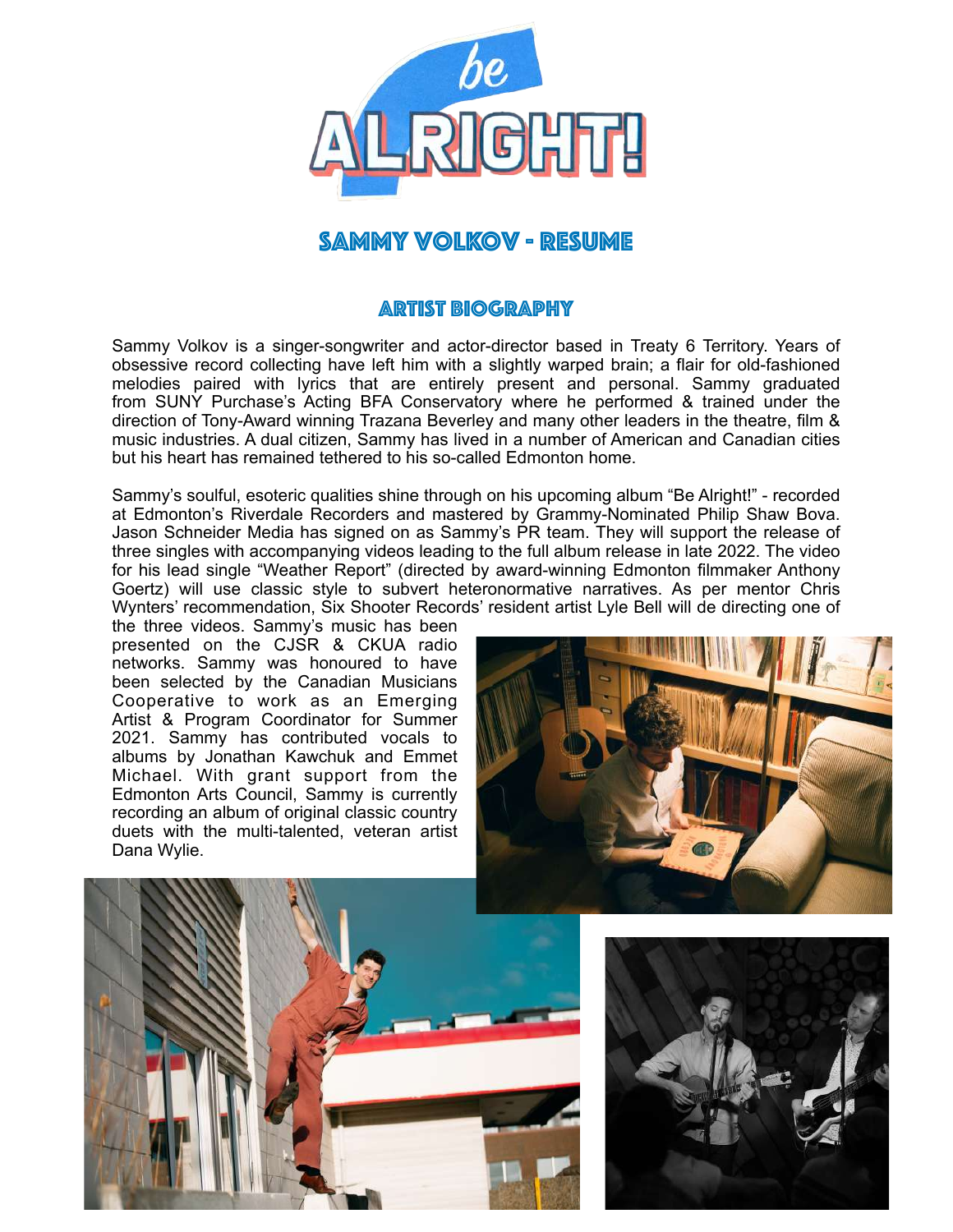# be ALRIGHT!

## SAMMY VOLKOV - RESUME

### ARTIST BIOGRAPHY

Sammy Volkov is a singer-songwriter and actor-director based in Treaty 6 Territory. Years of obsessive record collecting have left him with a slightly warped brain; a flair for old-fashioned melodies paired with lyrics that are entirely present and personal. Sammy graduated from SUNY Purchase's Acting BFA Conservatory where he performed & trained under the direction of Tony-Award winning Trazana Beverley and many other leaders in the theatre, film & music industries. A dual citizen, Sammy has lived in a number of American and Canadian cities but his heart has remained tethered to his so-called Edmonton home.

Sammy's soulful, esoteric qualities shine through on his upcoming album "Be Alright!" - recorded at Edmonton's Riverdale Recorders and mastered by Grammy-Nominated Philip Shaw Bova. Jason Schneider Media has signed on as Sammy's PR team. They will support the release of three singles with accompanying videos leading to the full album release in late 2022. The video for his lead single "Weather Report" (directed by award-winning Edmonton filmmaker Anthony Goertz) will use classic style to subvert heteronormative narratives. As per mentor Chris Wynters' recommendation, Six Shooter Records' resident artist Lyle Bell will de directing one of the three videos. Sammy's music has been presented on the CJSR & CKUA radio networks. Sammy was honoured to have been selected by the Canadian Musicians Cooperative to work as an Emerging Artist & Program Coordinator for Summer 2021. Sammy has contributed vocals to albums by Jonathan Kawchuk and Emmet Michael. With grant support from the Edmonton Arts Council, Sammy is currently recording an album of original classic country duets with the multi-talented, veteran artist Dana Wylie.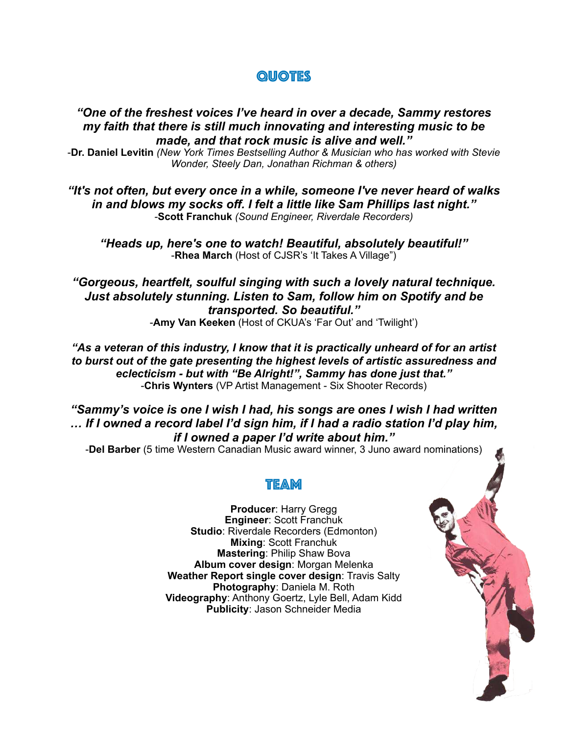## QUOTES

***"One of the freshest voices I've heard in over a decade, Sammy restores my faith that there is still much innovating and interesting music to be made, and that rock music is alive and well."***
-**Dr. Daniel Levitin** *(New York Times Bestselling Author & Musician who has worked with Stevie Wonder, Steely Dan, Jonathan Richman & others)*

***"It's not often, but every once in a while, someone I've never heard of walks in and blows my socks off. I felt a little like Sam Phillips last night."***
-**Scott Franchuk** *(Sound Engineer, Riverdale Recorders)*

***"Heads up, here's one to watch! Beautiful, absolutely beautiful!"***
-**Rhea March** (Host of CJSR's 'It Takes A Village")

***"Gorgeous, heartfelt, soulful singing with such a lovely natural technique. Just absolutely stunning. Listen to Sam, follow him on Spotify and be transported. So beautiful."***
-**Amy Van Keeken** (Host of CKUA's 'Far Out' and 'Twilight')

***"As a veteran of this industry, I know that it is practically unheard of for an artist to burst out of the gate presenting the highest levels of artistic assuredness and eclecticism - but with "Be Alright!", Sammy has done just that."***
-**Chris Wynters** (VP Artist Management - Six Shooter Records)

***"Sammy's voice is one I wish I had, his songs are ones I wish I had written … If I owned a record label I'd sign him, if I had a radio station I'd play him, if I owned a paper I'd write about him."***
-**Del Barber** (5 time Western Canadian Music award winner, 3 Juno award nominations)

## TEAM

**Producer**: Harry Gregg
**Engineer**: Scott Franchuk
**Studio**: Riverdale Recorders (Edmonton)
**Mixing**: Scott Franchuk
**Mastering**: Philip Shaw Bova
**Album cover design**: Morgan Melenka
**Weather Report single cover design**: Travis Salty
**Photography**: Daniela M. Roth
**Videography**: Anthony Goertz, Lyle Bell, Adam Kidd
**Publicity**: Jason Schneider Media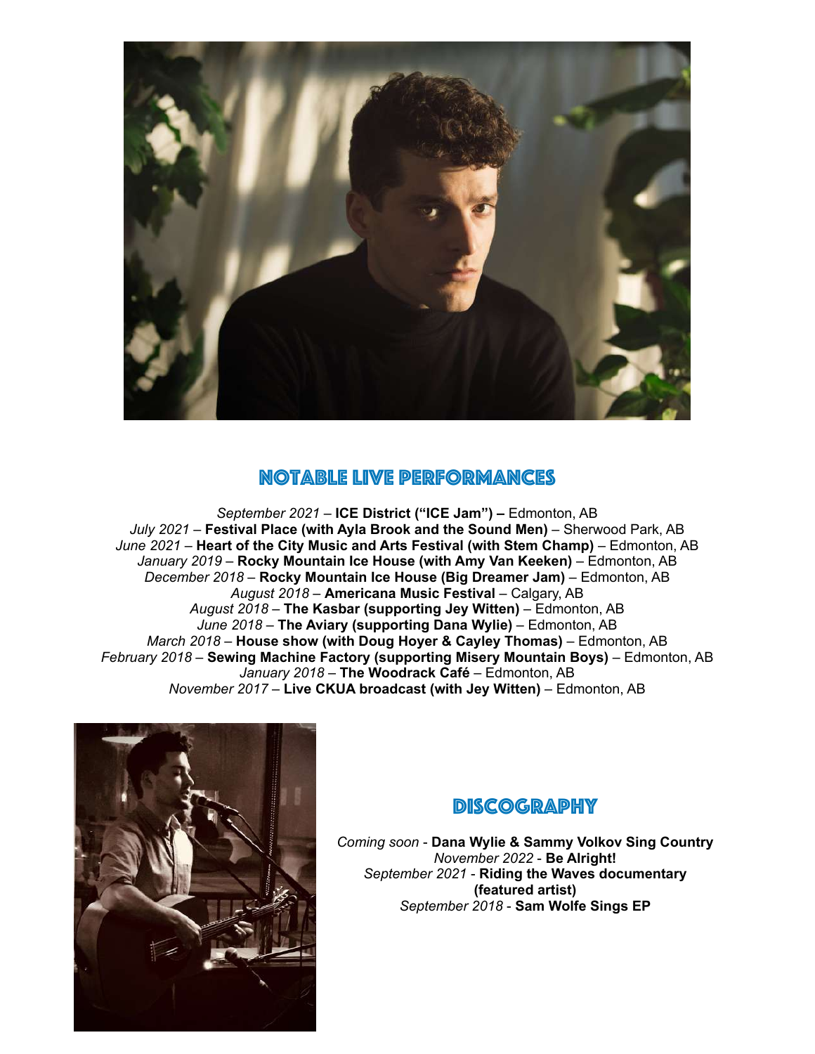## Notable Live Performances

*September 2021* – **ICE District ("ICE Jam") –** Edmonton, AB
*July 2021* – **Festival Place (with Ayla Brook and the Sound Men)** – Sherwood Park, AB
*June 2021* – **Heart of the City Music and Arts Festival (with Stem Champ)** – Edmonton, AB
*January 2019* – **Rocky Mountain Ice House (with Amy Van Keeken)** – Edmonton, AB
*December 2018* – **Rocky Mountain Ice House (Big Dreamer Jam)** – Edmonton, AB
*August 2018* – **Americana Music Festival** – Calgary, AB
*August 2018* – **The Kasbar (supporting Jey Witten)** – Edmonton, AB
*June 2018* – **The Aviary (supporting Dana Wylie)** – Edmonton, AB
*March 2018* – **House show (with Doug Hoyer & Cayley Thomas)** – Edmonton, AB
*February 2018* – **Sewing Machine Factory (supporting Misery Mountain Boys)** – Edmonton, AB
*January 2018* – **The Woodrack Café** – Edmonton, AB
*November 2017* – **Live CKUA broadcast (with Jey Witten)** – Edmonton, AB

## Discography

*Coming soon* - **Dana Wylie & Sammy Volkov Sing Country**
*November 2022* - **Be Alright!**
*September 2021* - **Riding the Waves documentary (featured artist)**
*September 2018* - **Sam Wolfe Sings EP**